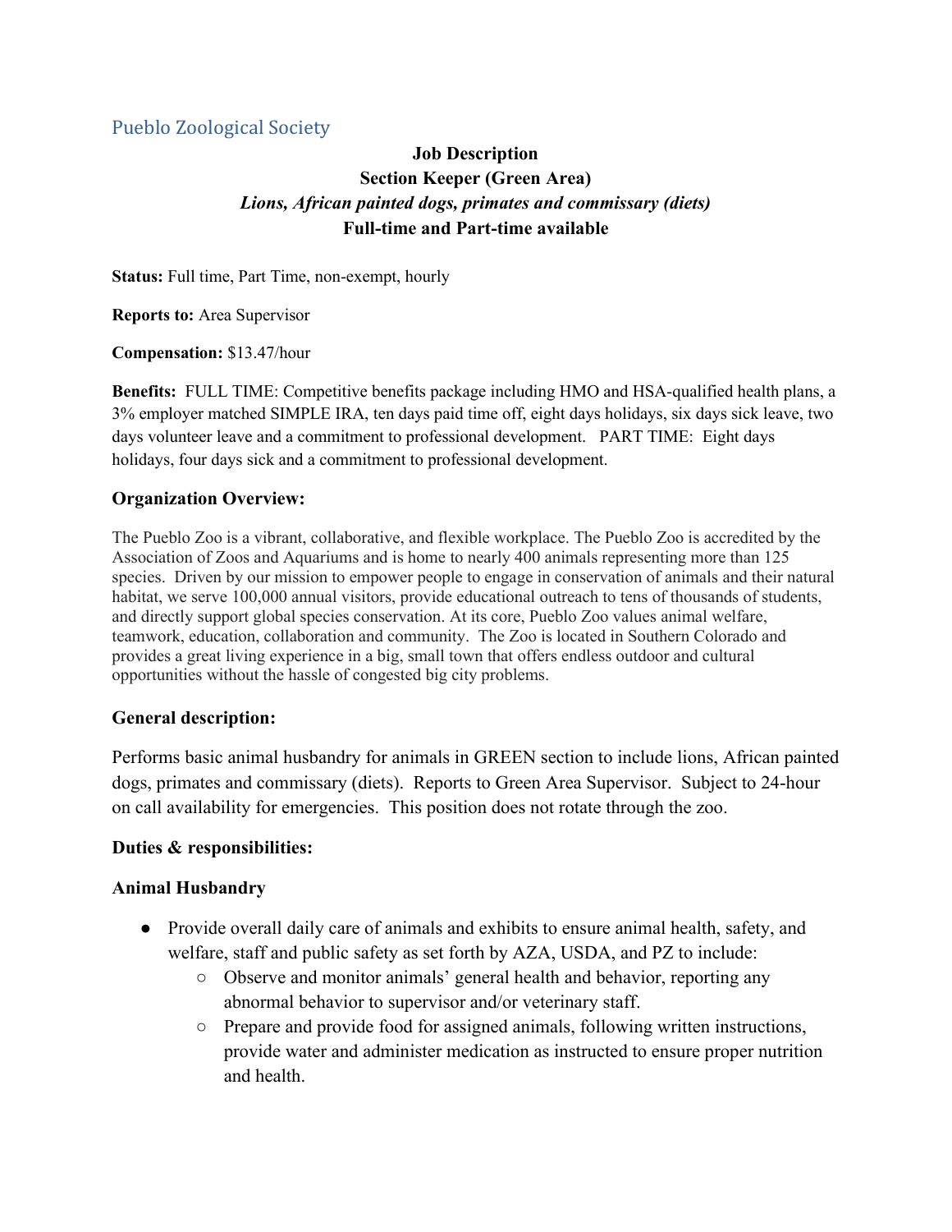Pueblo Zoological Society

**Job Description**
**Section Keeper (Green Area)**
***Lions, African painted dogs, primates and commissary (diets)***
**Full-time and Part-time available**

**Status:** Full time, Part Time, non-exempt, hourly

**Reports to:** Area Supervisor

**Compensation:** $13.47/hour

**Benefits:** FULL TIME: Competitive benefits package including HMO and HSA-qualified health plans, a 3% employer matched SIMPLE IRA, ten days paid time off, eight days holidays, six days sick leave, two days volunteer leave and a commitment to professional development. PART TIME: Eight days holidays, four days sick and a commitment to professional development.

### Organization Overview:

The Pueblo Zoo is a vibrant, collaborative, and flexible workplace. The Pueblo Zoo is accredited by the Association of Zoos and Aquariums and is home to nearly 400 animals representing more than 125 species. Driven by our mission to empower people to engage in conservation of animals and their natural habitat, we serve 100,000 annual visitors, provide educational outreach to tens of thousands of students, and directly support global species conservation. At its core, Pueblo Zoo values animal welfare, teamwork, education, collaboration and community. The Zoo is located in Southern Colorado and provides a great living experience in a big, small town that offers endless outdoor and cultural opportunities without the hassle of congested big city problems.

### General description:

Performs basic animal husbandry for animals in GREEN section to include lions, African painted dogs, primates and commissary (diets). Reports to Green Area Supervisor. Subject to 24-hour on call availability for emergencies. This position does not rotate through the zoo.

### Duties & responsibilities:

### Animal Husbandry

- Provide overall daily care of animals and exhibits to ensure animal health, safety, and welfare, staff and public safety as set forth by AZA, USDA, and PZ to include:
  - Observe and monitor animals' general health and behavior, reporting any abnormal behavior to supervisor and/or veterinary staff.
  - Prepare and provide food for assigned animals, following written instructions, provide water and administer medication as instructed to ensure proper nutrition and health.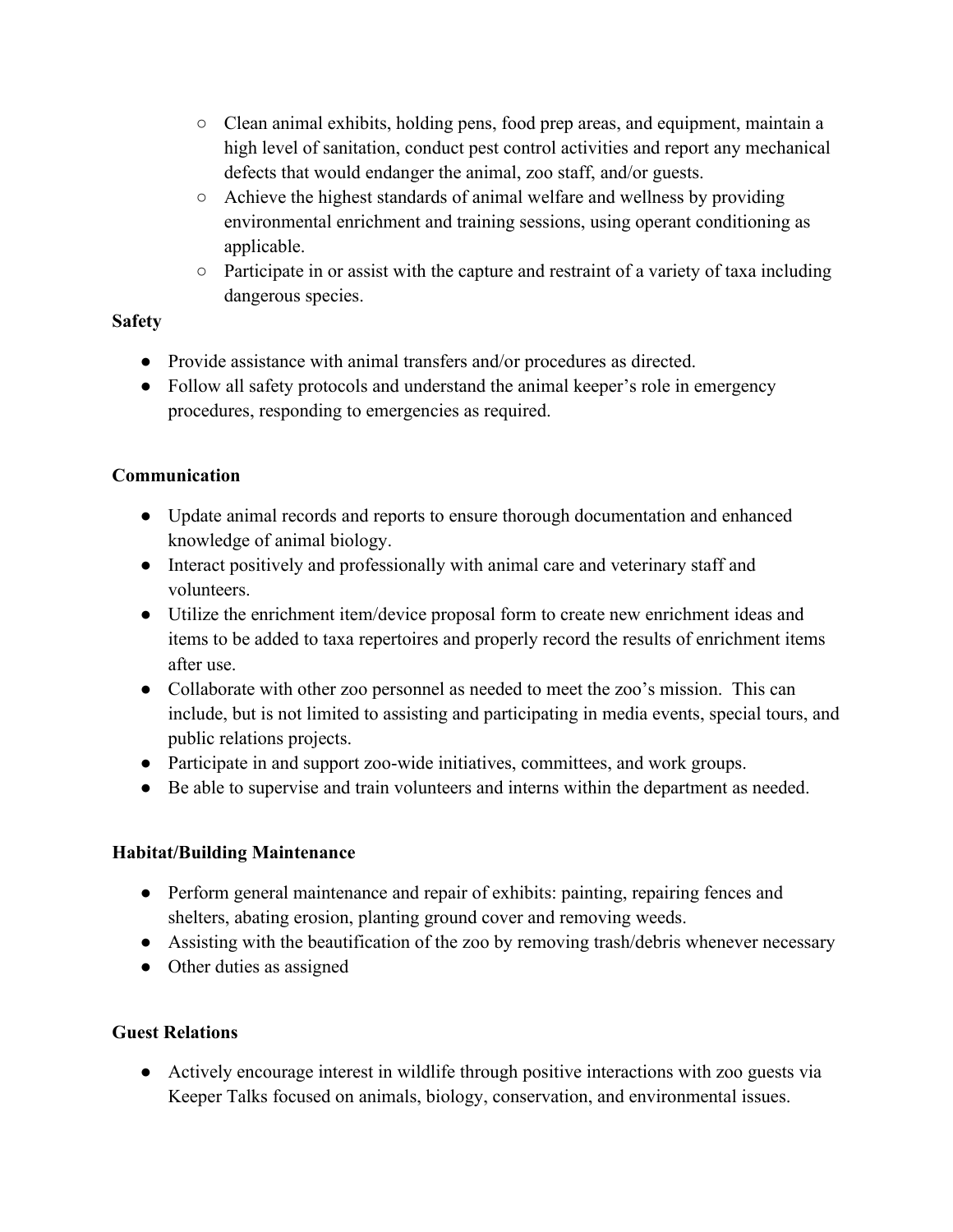- Clean animal exhibits, holding pens, food prep areas, and equipment, maintain a high level of sanitation, conduct pest control activities and report any mechanical defects that would endanger the animal, zoo staff, and/or guests.
  - Achieve the highest standards of animal welfare and wellness by providing environmental enrichment and training sessions, using operant conditioning as applicable.
  - Participate in or assist with the capture and restraint of a variety of taxa including dangerous species.

**Safety**

- Provide assistance with animal transfers and/or procedures as directed.
- Follow all safety protocols and understand the animal keeper's role in emergency procedures, responding to emergencies as required.

**Communication**

- Update animal records and reports to ensure thorough documentation and enhanced knowledge of animal biology.
- Interact positively and professionally with animal care and veterinary staff and volunteers.
- Utilize the enrichment item/device proposal form to create new enrichment ideas and items to be added to taxa repertoires and properly record the results of enrichment items after use.
- Collaborate with other zoo personnel as needed to meet the zoo's mission. This can include, but is not limited to assisting and participating in media events, special tours, and public relations projects.
- Participate in and support zoo-wide initiatives, committees, and work groups.
- Be able to supervise and train volunteers and interns within the department as needed.

**Habitat/Building Maintenance**

- Perform general maintenance and repair of exhibits: painting, repairing fences and shelters, abating erosion, planting ground cover and removing weeds.
- Assisting with the beautification of the zoo by removing trash/debris whenever necessary
- Other duties as assigned

**Guest Relations**

- Actively encourage interest in wildlife through positive interactions with zoo guests via Keeper Talks focused on animals, biology, conservation, and environmental issues.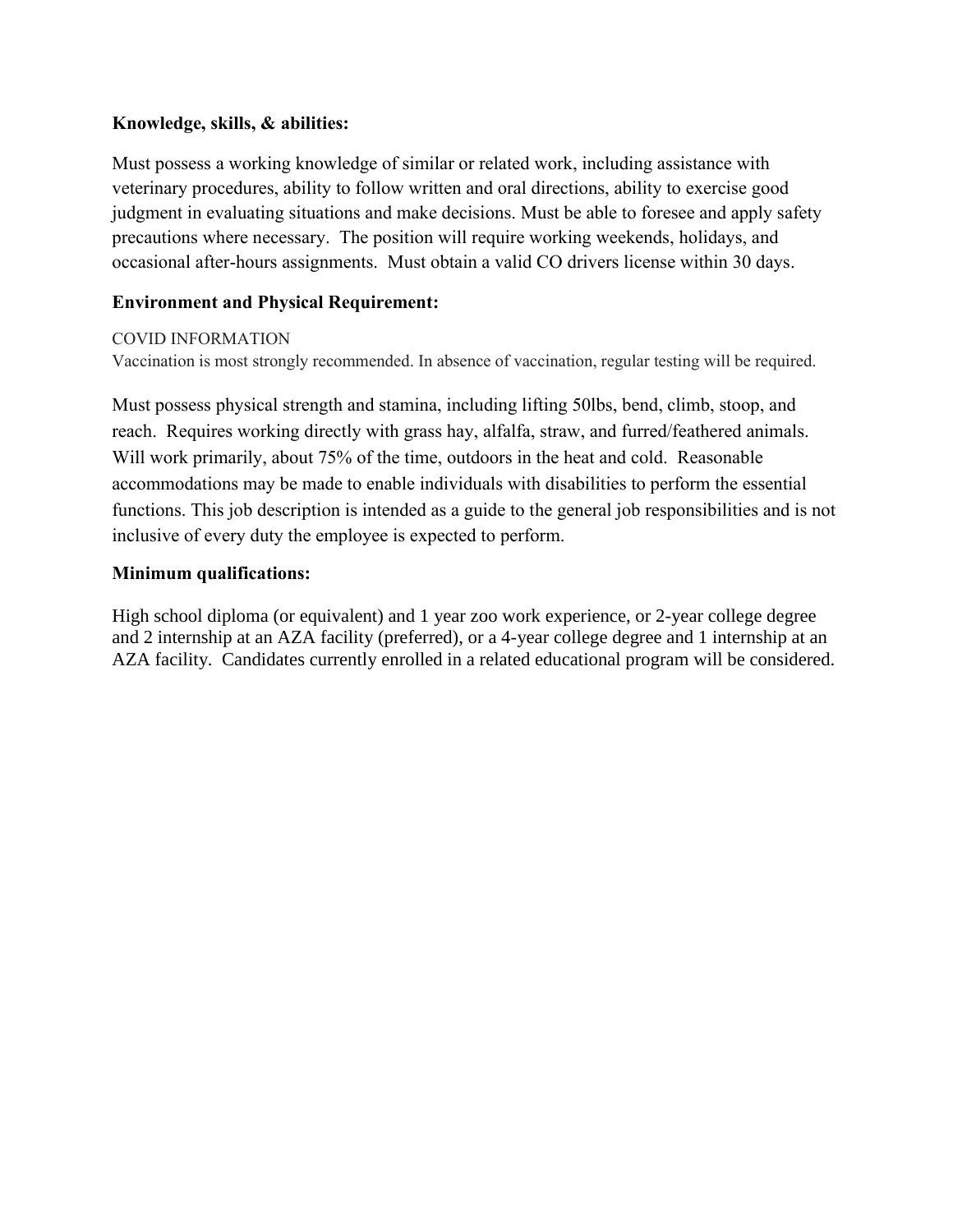**Knowledge, skills, & abilities:**

Must possess a working knowledge of similar or related work, including assistance with veterinary procedures, ability to follow written and oral directions, ability to exercise good judgment in evaluating situations and make decisions. Must be able to foresee and apply safety precautions where necessary. The position will require working weekends, holidays, and occasional after-hours assignments. Must obtain a valid CO drivers license within 30 days.

**Environment and Physical Requirement:**

COVID INFORMATION
Vaccination is most strongly recommended. In absence of vaccination, regular testing will be required.

Must possess physical strength and stamina, including lifting 50lbs, bend, climb, stoop, and reach. Requires working directly with grass hay, alfalfa, straw, and furred/feathered animals. Will work primarily, about 75% of the time, outdoors in the heat and cold. Reasonable accommodations may be made to enable individuals with disabilities to perform the essential functions. This job description is intended as a guide to the general job responsibilities and is not inclusive of every duty the employee is expected to perform.

**Minimum qualifications:**

High school diploma (or equivalent) and 1 year zoo work experience, or 2-year college degree and 2 internship at an AZA facility (preferred), or a 4-year college degree and 1 internship at an AZA facility. Candidates currently enrolled in a related educational program will be considered.